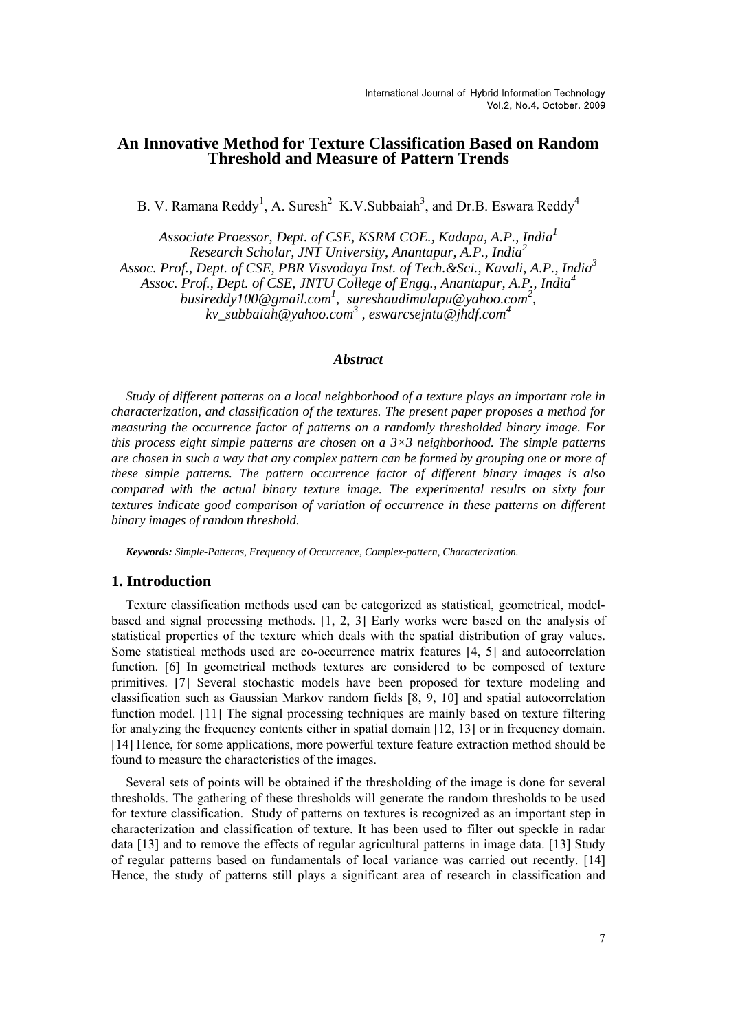# An Innovative Method for Texture Classification Based on Random Threshold and Measure of Pattern Trends

B. V. Ramana Reddy[1], A. Suresh[2] K.V.Subbaiah[3], and Dr.B. Eswara Reddy[4]

*Associate Proessor, Dept. of CSE, KSRM COE., Kadapa, A.P., India[1]*
*Research Scholar, JNT University, Anantapur, A.P., India[2]*
*Assoc. Prof., Dept. of CSE, PBR Visvodaya Inst. of Tech.&Sci., Kavali, A.P., India[3]*
*Assoc. Prof., Dept. of CSE, JNTU College of Engg., Anantapur, A.P., India[4]*
*busireddy100@gmail.com[1], sureshaudimulapu@yahoo.com[2], kv_subbaiah@yahoo.com[3] , eswarcsejntu@jhdf.com[4]*

### *Abstract*

*Study of different patterns on a local neighborhood of a texture plays an important role in characterization, and classification of the textures. The present paper proposes a method for measuring the occurrence factor of patterns on a randomly thresholded binary image. For this process eight simple patterns are chosen on a 3×3 neighborhood. The simple patterns are chosen in such a way that any complex pattern can be formed by grouping one or more of these simple patterns. The pattern occurrence factor of different binary images is also compared with the actual binary texture image. The experimental results on sixty four textures indicate good comparison of variation of occurrence in these patterns on different binary images of random threshold.*

***Keywords:** Simple-Patterns, Frequency of Occurrence, Complex-pattern, Characterization.*

## 1. Introduction

Texture classification methods used can be categorized as statistical, geometrical, model-based and signal processing methods. [1, 2, 3] Early works were based on the analysis of statistical properties of the texture which deals with the spatial distribution of gray values. Some statistical methods used are co-occurrence matrix features [4, 5] and autocorrelation function. [6] In geometrical methods textures are considered to be composed of texture primitives. [7] Several stochastic models have been proposed for texture modeling and classification such as Gaussian Markov random fields [8, 9, 10] and spatial autocorrelation function model. [11] The signal processing techniques are mainly based on texture filtering for analyzing the frequency contents either in spatial domain [12, 13] or in frequency domain. [14] Hence, for some applications, more powerful texture feature extraction method should be found to measure the characteristics of the images.

Several sets of points will be obtained if the thresholding of the image is done for several thresholds. The gathering of these thresholds will generate the random thresholds to be used for texture classification. Study of patterns on textures is recognized as an important step in characterization and classification of texture. It has been used to filter out speckle in radar data [13] and to remove the effects of regular agricultural patterns in image data. [13] Study of regular patterns based on fundamentals of local variance was carried out recently. [14] Hence, the study of patterns still plays a significant area of research in classification and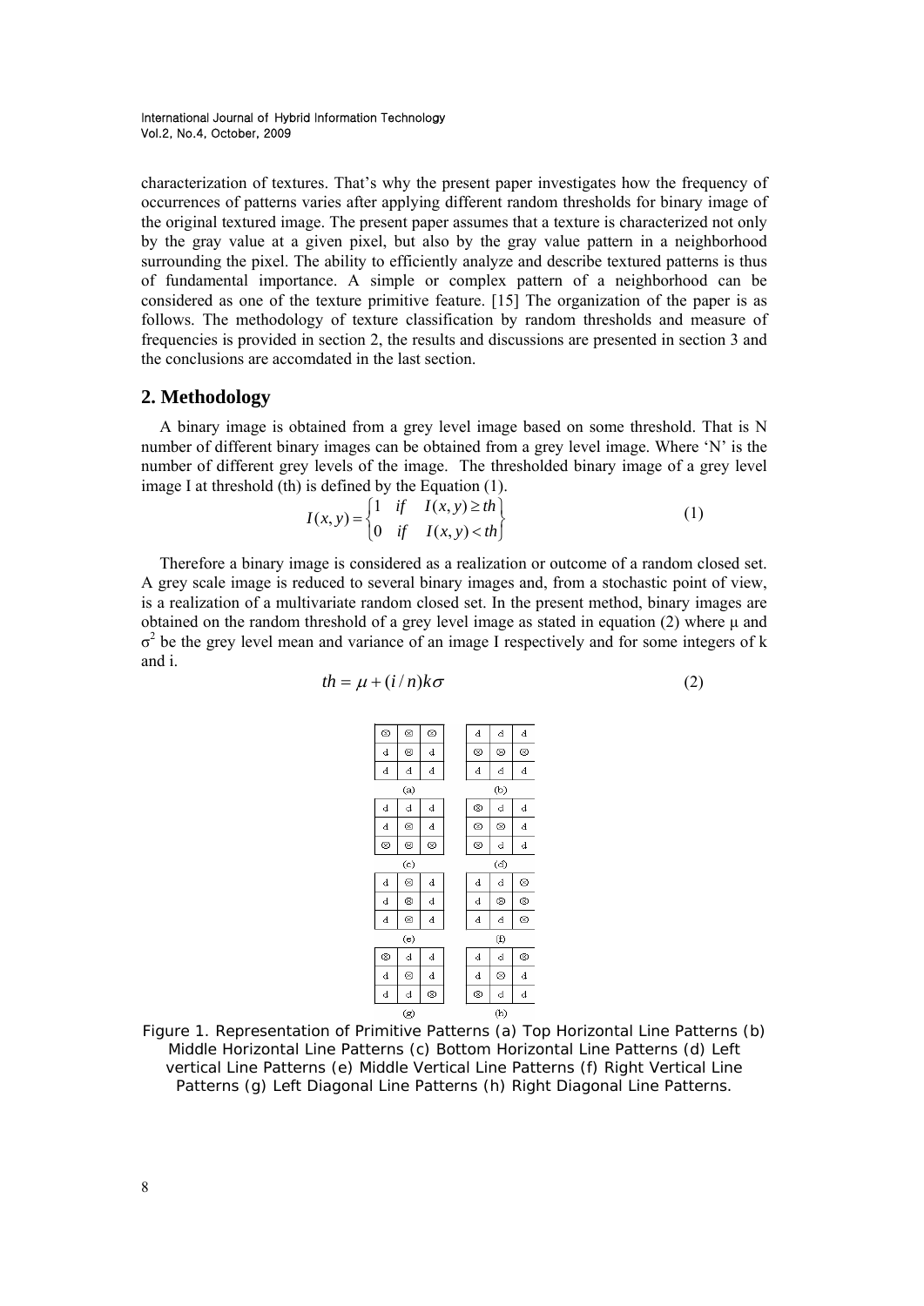characterization of textures. That's why the present paper investigates how the frequency of occurrences of patterns varies after applying different random thresholds for binary image of the original textured image. The present paper assumes that a texture is characterized not only by the gray value at a given pixel, but also by the gray value pattern in a neighborhood surrounding the pixel. The ability to efficiently analyze and describe textured patterns is thus of fundamental importance. A simple or complex pattern of a neighborhood can be considered as one of the texture primitive feature. [15] The organization of the paper is as follows. The methodology of texture classification by random thresholds and measure of frequencies is provided in section 2, the results and discussions are presented in section 3 and the conclusions are accomdated in the last section.

## 2. Methodology

A binary image is obtained from a grey level image based on some threshold. That is N number of different binary images can be obtained from a grey level image. Where 'N' is the number of different grey levels of the image. The thresholded binary image of a grey level image I at threshold (th) is defined by the Equation (1).

$$I(x,y) = \begin{Bmatrix} 1 & if \quad I(x,y) \geq th \\ 0 & if \quad I(x,y) < th \end{Bmatrix} \tag{1}$$

Therefore a binary image is considered as a realization or outcome of a random closed set. A grey scale image is reduced to several binary images and, from a stochastic point of view, is a realization of a multivariate random closed set. In the present method, binary images are obtained on the random threshold of a grey level image as stated in equation (2) where μ and $\sigma^2$ be the grey level mean and variance of an image I respectively and for some integers of k and i.

$$th = \mu + (i/n)k\sigma \tag{2}$$

Figure 1. Representation of Primitive Patterns (a) Top Horizontal Line Patterns (b) Middle Horizontal Line Patterns (c) Bottom Horizontal Line Patterns (d) Left vertical Line Patterns (e) Middle Vertical Line Patterns (f) Right Vertical Line Patterns (g) Left Diagonal Line Patterns (h) Right Diagonal Line Patterns.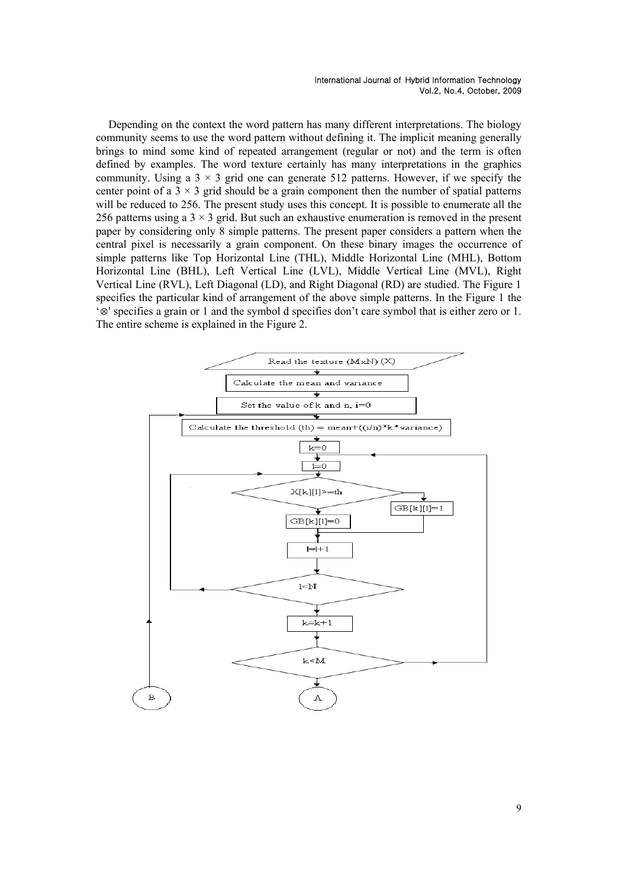Depending on the context the word pattern has many different interpretations. The biology community seems to use the word pattern without defining it. The implicit meaning generally brings to mind some kind of repeated arrangement (regular or not) and the term is often defined by examples. The word texture certainly has many interpretations in the graphics community. Using a $3 \times 3$ grid one can generate 512 patterns. However, if we specify the center point of a $3 \times 3$ grid should be a grain component then the number of spatial patterns will be reduced to 256. The present study uses this concept. It is possible to enumerate all the 256 patterns using a $3 \times 3$ grid. But such an exhaustive enumeration is removed in the present paper by considering only 8 simple patterns. The present paper considers a pattern when the central pixel is necessarily a grain component. On these binary images the occurrence of simple patterns like Top Horizontal Line (THL), Middle Horizontal Line (MHL), Bottom Horizontal Line (BHL), Left Vertical Line (LVL), Middle Vertical Line (MVL), Right Vertical Line (RVL), Left Diagonal (LD), and Right Diagonal (RD) are studied. The Figure 1 specifies the particular kind of arrangement of the above simple patterns. In the Figure 1 the '⊗' specifies a grain or 1 and the symbol d specifies don't care symbol that is either zero or 1. The entire scheme is explained in the Figure 2.

```
Read the texture (MxN) (X)
Calculate the mean and variance
Set the value of k and n, i=0
Calculate the threshold (th) = mean+((i/n)*k*variance)
k=0
l=0
X[k][l]>=th  -> yes: GB[k][l]=1 ; no: GB[k][l]=0
l=l+1
l<N
k=k+1
k<M
A        B
```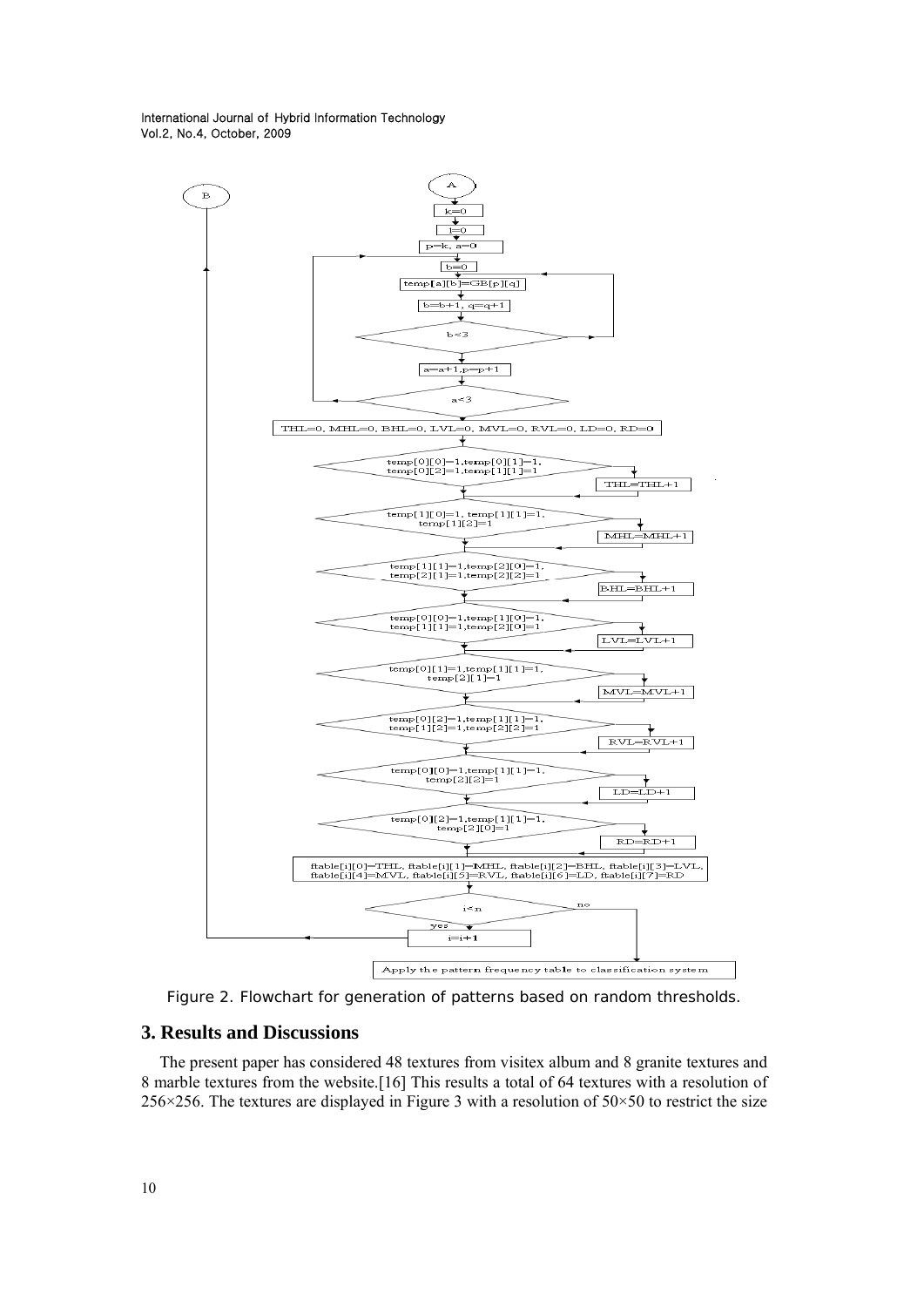Figure 2. Flowchart for generation of patterns based on random thresholds.

## 3. Results and Discussions

The present paper has considered 48 textures from visitex album and 8 granite textures and 8 marble textures from the website.[16] This results a total of 64 textures with a resolution of 256×256. The textures are displayed in Figure 3 with a resolution of 50×50 to restrict the size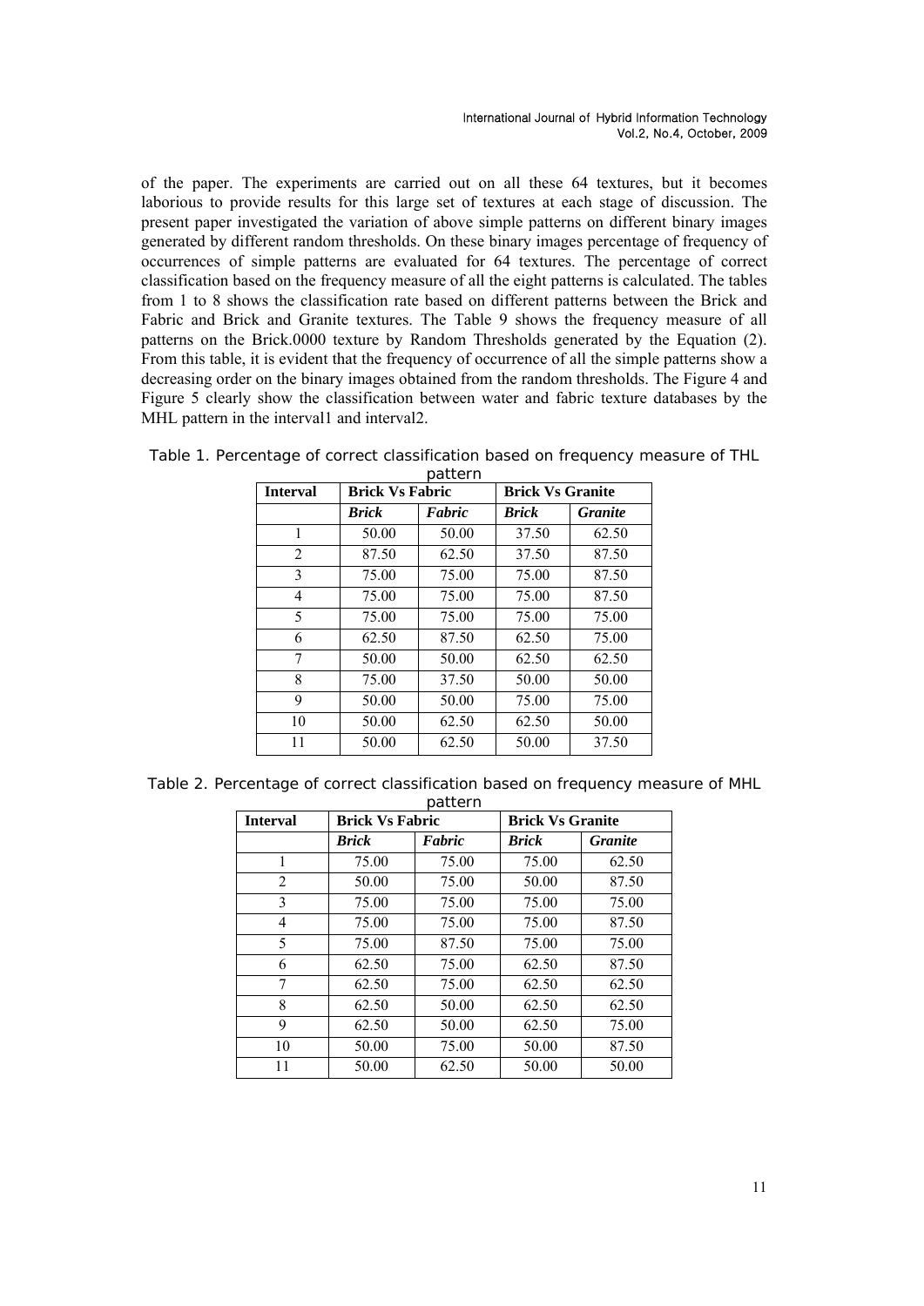of the paper. The experiments are carried out on all these 64 textures, but it becomes laborious to provide results for this large set of textures at each stage of discussion. The present paper investigated the variation of above simple patterns on different binary images generated by different random thresholds. On these binary images percentage of frequency of occurrences of simple patterns are evaluated for 64 textures. The percentage of correct classification based on the frequency measure of all the eight patterns is calculated. The tables from 1 to 8 shows the classification rate based on different patterns between the Brick and Fabric and Brick and Granite textures. The Table 9 shows the frequency measure of all patterns on the Brick.0000 texture by Random Thresholds generated by the Equation (2). From this table, it is evident that the frequency of occurrence of all the simple patterns show a decreasing order on the binary images obtained from the random thresholds. The Figure 4 and Figure 5 clearly show the classification between water and fabric texture databases by the MHL pattern in the interval1 and interval2.

Table 1. Percentage of correct classification based on frequency measure of THL pattern

| **Interval** | **Brick Vs Fabric** | | **Brick Vs Granite** | |
|---|---|---|---|---|
| | ***Brick*** | ***Fabric*** | ***Brick*** | ***Granite*** |
| 1 | 50.00 | 50.00 | 37.50 | 62.50 |
| 2 | 87.50 | 62.50 | 37.50 | 87.50 |
| 3 | 75.00 | 75.00 | 75.00 | 87.50 |
| 4 | 75.00 | 75.00 | 75.00 | 87.50 |
| 5 | 75.00 | 75.00 | 75.00 | 75.00 |
| 6 | 62.50 | 87.50 | 62.50 | 75.00 |
| 7 | 50.00 | 50.00 | 62.50 | 62.50 |
| 8 | 75.00 | 37.50 | 50.00 | 50.00 |
| 9 | 50.00 | 50.00 | 75.00 | 75.00 |
| 10 | 50.00 | 62.50 | 62.50 | 50.00 |
| 11 | 50.00 | 62.50 | 50.00 | 37.50 |

Table 2. Percentage of correct classification based on frequency measure of MHL pattern

| **Interval** | **Brick Vs Fabric** | | **Brick Vs Granite** | |
|---|---|---|---|---|
| | ***Brick*** | ***Fabric*** | ***Brick*** | ***Granite*** |
| 1 | 75.00 | 75.00 | 75.00 | 62.50 |
| 2 | 50.00 | 75.00 | 50.00 | 87.50 |
| 3 | 75.00 | 75.00 | 75.00 | 75.00 |
| 4 | 75.00 | 75.00 | 75.00 | 87.50 |
| 5 | 75.00 | 87.50 | 75.00 | 75.00 |
| 6 | 62.50 | 75.00 | 62.50 | 87.50 |
| 7 | 62.50 | 75.00 | 62.50 | 62.50 |
| 8 | 62.50 | 50.00 | 62.50 | 62.50 |
| 9 | 62.50 | 50.00 | 62.50 | 75.00 |
| 10 | 50.00 | 75.00 | 50.00 | 87.50 |
| 11 | 50.00 | 62.50 | 50.00 | 50.00 |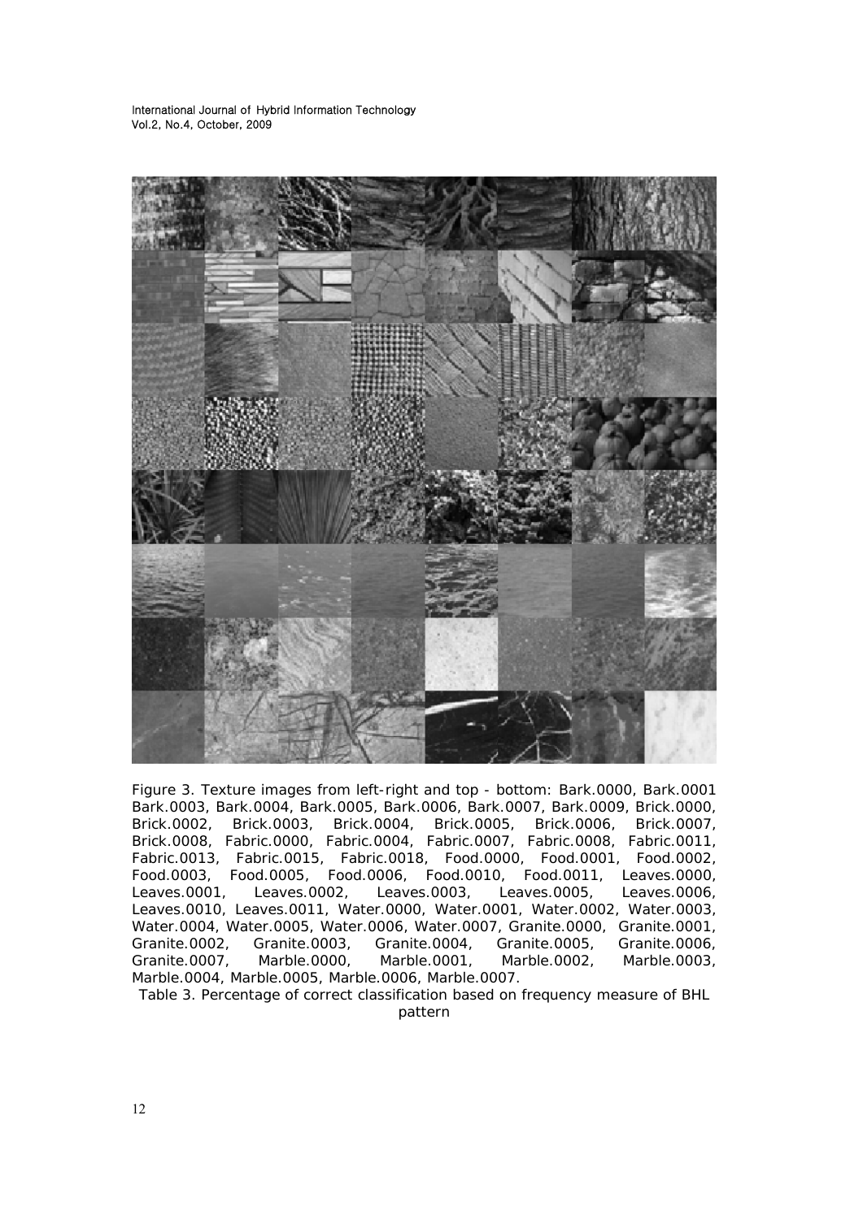Figure 3. Texture images from left-right and top - bottom: Bark.0000, Bark.0001 Bark.0003, Bark.0004, Bark.0005, Bark.0006, Bark.0007, Bark.0009, Brick.0000, Brick.0002, Brick.0003, Brick.0004, Brick.0005, Brick.0006, Brick.0007, Brick.0008, Fabric.0000, Fabric.0004, Fabric.0007, Fabric.0008, Fabric.0011, Fabric.0013, Fabric.0015, Fabric.0018, Food.0000, Food.0001, Food.0002, Food.0003, Food.0005, Food.0006, Food.0010, Food.0011, Leaves.0000, Leaves.0001, Leaves.0002, Leaves.0003, Leaves.0005, Leaves.0006, Leaves.0010, Leaves.0011, Water.0000, Water.0001, Water.0002, Water.0003, Water.0004, Water.0005, Water.0006, Water.0007, Granite.0000, Granite.0001, Granite.0002, Granite.0003, Granite.0004, Granite.0005, Granite.0006, Granite.0007, Marble.0000, Marble.0001, Marble.0002, Marble.0003, Marble.0004, Marble.0005, Marble.0006, Marble.0007.

Table 3. Percentage of correct classification based on frequency measure of BHL pattern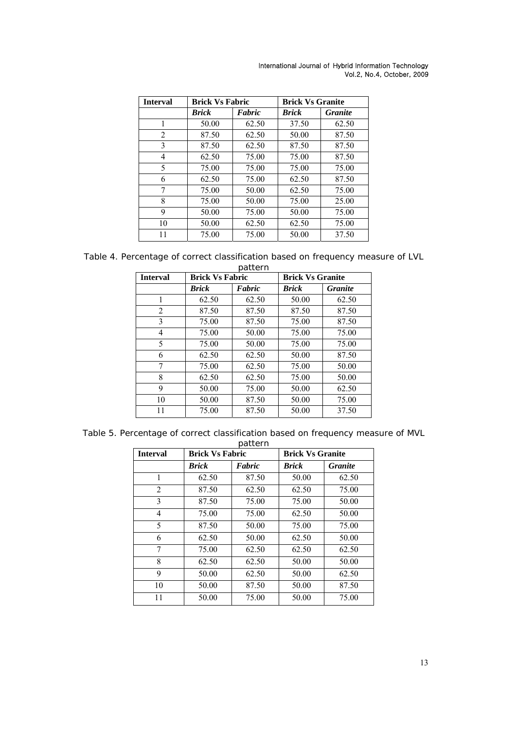| Interval | Brick Vs Fabric | | Brick Vs Granite | |
|---|---|---|---|---|
| | ***Brick*** | ***Fabric*** | ***Brick*** | ***Granite*** |
| 1 | 50.00 | 62.50 | 37.50 | 62.50 |
| 2 | 87.50 | 62.50 | 50.00 | 87.50 |
| 3 | 87.50 | 62.50 | 87.50 | 87.50 |
| 4 | 62.50 | 75.00 | 75.00 | 87.50 |
| 5 | 75.00 | 75.00 | 75.00 | 75.00 |
| 6 | 62.50 | 75.00 | 62.50 | 87.50 |
| 7 | 75.00 | 50.00 | 62.50 | 75.00 |
| 8 | 75.00 | 50.00 | 75.00 | 25.00 |
| 9 | 50.00 | 75.00 | 50.00 | 75.00 |
| 10 | 50.00 | 62.50 | 62.50 | 75.00 |
| 11 | 75.00 | 75.00 | 50.00 | 37.50 |

Table 4. Percentage of correct classification based on frequency measure of LVL pattern

| Interval | Brick Vs Fabric | | Brick Vs Granite | |
|---|---|---|---|---|
| | ***Brick*** | ***Fabric*** | ***Brick*** | ***Granite*** |
| 1 | 62.50 | 62.50 | 50.00 | 62.50 |
| 2 | 87.50 | 87.50 | 87.50 | 87.50 |
| 3 | 75.00 | 87.50 | 75.00 | 87.50 |
| 4 | 75.00 | 50.00 | 75.00 | 75.00 |
| 5 | 75.00 | 50.00 | 75.00 | 75.00 |
| 6 | 62.50 | 62.50 | 50.00 | 87.50 |
| 7 | 75.00 | 62.50 | 75.00 | 50.00 |
| 8 | 62.50 | 62.50 | 75.00 | 50.00 |
| 9 | 50.00 | 75.00 | 50.00 | 62.50 |
| 10 | 50.00 | 87.50 | 50.00 | 75.00 |
| 11 | 75.00 | 87.50 | 50.00 | 37.50 |

Table 5. Percentage of correct classification based on frequency measure of MVL pattern

| Interval | Brick Vs Fabric | | Brick Vs Granite | |
|---|---|---|---|---|
| | ***Brick*** | ***Fabric*** | ***Brick*** | ***Granite*** |
| 1 | 62.50 | 87.50 | 50.00 | 62.50 |
| 2 | 87.50 | 62.50 | 62.50 | 75.00 |
| 3 | 87.50 | 75.00 | 75.00 | 50.00 |
| 4 | 75.00 | 75.00 | 62.50 | 50.00 |
| 5 | 87.50 | 50.00 | 75.00 | 75.00 |
| 6 | 62.50 | 50.00 | 62.50 | 50.00 |
| 7 | 75.00 | 62.50 | 62.50 | 62.50 |
| 8 | 62.50 | 62.50 | 50.00 | 50.00 |
| 9 | 50.00 | 62.50 | 50.00 | 62.50 |
| 10 | 50.00 | 87.50 | 50.00 | 87.50 |
| 11 | 50.00 | 75.00 | 50.00 | 75.00 |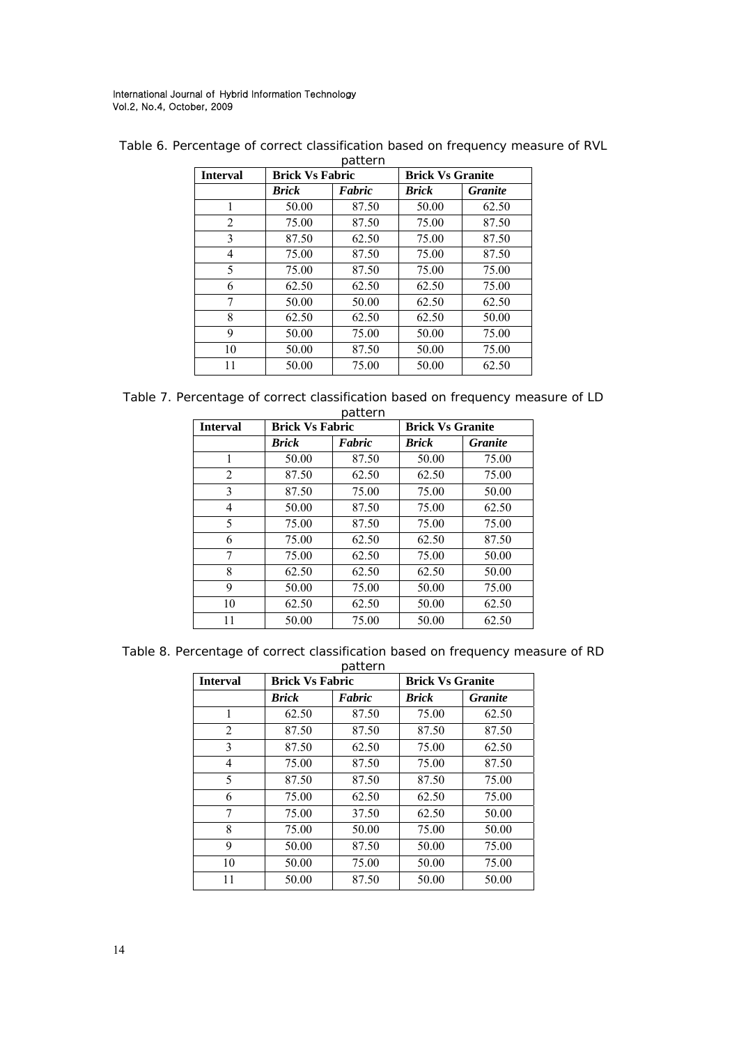Table 6. Percentage of correct classification based on frequency measure of RVL pattern

| Interval | Brick Vs Fabric | | Brick Vs Granite | |
|---|---|---|---|---|
| | *Brick* | *Fabric* | *Brick* | *Granite* |
| 1 | 50.00 | 87.50 | 50.00 | 62.50 |
| 2 | 75.00 | 87.50 | 75.00 | 87.50 |
| 3 | 87.50 | 62.50 | 75.00 | 87.50 |
| 4 | 75.00 | 87.50 | 75.00 | 87.50 |
| 5 | 75.00 | 87.50 | 75.00 | 75.00 |
| 6 | 62.50 | 62.50 | 62.50 | 75.00 |
| 7 | 50.00 | 50.00 | 62.50 | 62.50 |
| 8 | 62.50 | 62.50 | 62.50 | 50.00 |
| 9 | 50.00 | 75.00 | 50.00 | 75.00 |
| 10 | 50.00 | 87.50 | 50.00 | 75.00 |
| 11 | 50.00 | 75.00 | 50.00 | 62.50 |

Table 7. Percentage of correct classification based on frequency measure of LD pattern

| Interval | Brick Vs Fabric | | Brick Vs Granite | |
|---|---|---|---|---|
| | *Brick* | *Fabric* | *Brick* | *Granite* |
| 1 | 50.00 | 87.50 | 50.00 | 75.00 |
| 2 | 87.50 | 62.50 | 62.50 | 75.00 |
| 3 | 87.50 | 75.00 | 75.00 | 50.00 |
| 4 | 50.00 | 87.50 | 75.00 | 62.50 |
| 5 | 75.00 | 87.50 | 75.00 | 75.00 |
| 6 | 75.00 | 62.50 | 62.50 | 87.50 |
| 7 | 75.00 | 62.50 | 75.00 | 50.00 |
| 8 | 62.50 | 62.50 | 62.50 | 50.00 |
| 9 | 50.00 | 75.00 | 50.00 | 75.00 |
| 10 | 62.50 | 62.50 | 50.00 | 62.50 |
| 11 | 50.00 | 75.00 | 50.00 | 62.50 |

Table 8. Percentage of correct classification based on frequency measure of RD pattern

| Interval | Brick Vs Fabric | | Brick Vs Granite | |
|---|---|---|---|---|
| | *Brick* | *Fabric* | *Brick* | *Granite* |
| 1 | 62.50 | 87.50 | 75.00 | 62.50 |
| 2 | 87.50 | 87.50 | 87.50 | 87.50 |
| 3 | 87.50 | 62.50 | 75.00 | 62.50 |
| 4 | 75.00 | 87.50 | 75.00 | 87.50 |
| 5 | 87.50 | 87.50 | 87.50 | 75.00 |
| 6 | 75.00 | 62.50 | 62.50 | 75.00 |
| 7 | 75.00 | 37.50 | 62.50 | 50.00 |
| 8 | 75.00 | 50.00 | 75.00 | 50.00 |
| 9 | 50.00 | 87.50 | 50.00 | 75.00 |
| 10 | 50.00 | 75.00 | 50.00 | 75.00 |
| 11 | 50.00 | 87.50 | 50.00 | 50.00 |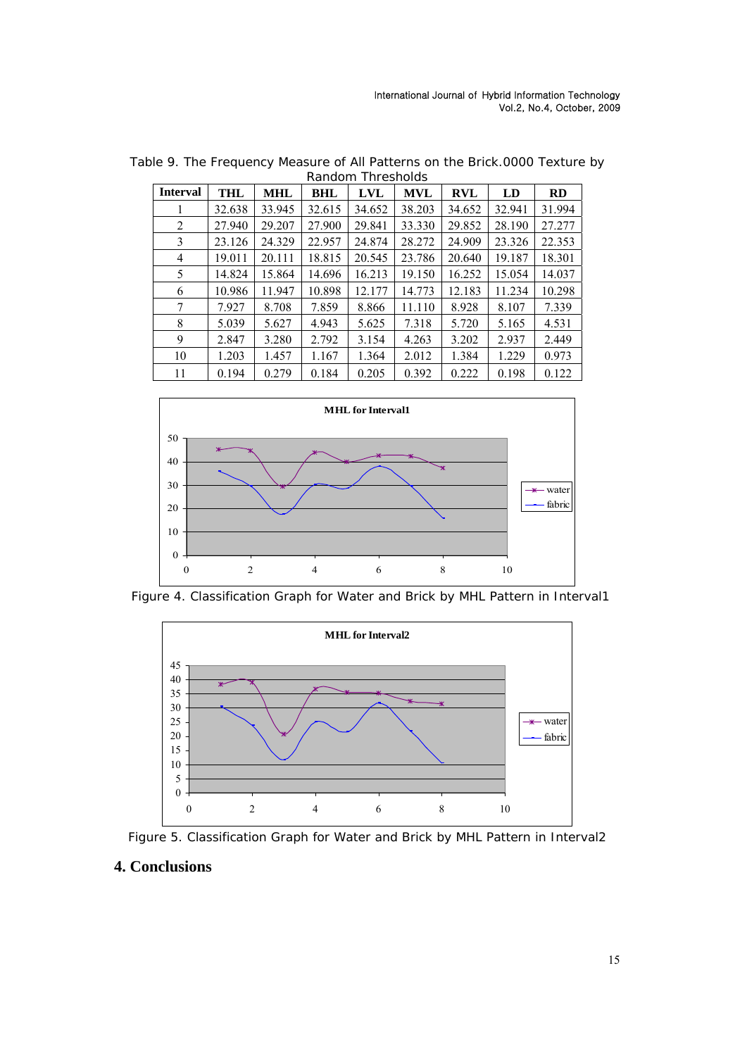Table 9. The Frequency Measure of All Patterns on the Brick.0000 Texture by Random Thresholds

| Interval | THL | MHL | BHL | LVL | MVL | RVL | LD | RD |
|---|---|---|---|---|---|---|---|---|
| 1 | 32.638 | 33.945 | 32.615 | 34.652 | 38.203 | 34.652 | 32.941 | 31.994 |
| 2 | 27.940 | 29.207 | 27.900 | 29.841 | 33.330 | 29.852 | 28.190 | 27.277 |
| 3 | 23.126 | 24.329 | 22.957 | 24.874 | 28.272 | 24.909 | 23.326 | 22.353 |
| 4 | 19.011 | 20.111 | 18.815 | 20.545 | 23.786 | 20.640 | 19.187 | 18.301 |
| 5 | 14.824 | 15.864 | 14.696 | 16.213 | 19.150 | 16.252 | 15.054 | 14.037 |
| 6 | 10.986 | 11.947 | 10.898 | 12.177 | 14.773 | 12.183 | 11.234 | 10.298 |
| 7 | 7.927 | 8.708 | 7.859 | 8.866 | 11.110 | 8.928 | 8.107 | 7.339 |
| 8 | 5.039 | 5.627 | 4.943 | 5.625 | 7.318 | 5.720 | 5.165 | 4.531 |
| 9 | 2.847 | 3.280 | 2.792 | 3.154 | 4.263 | 3.202 | 2.937 | 2.449 |
| 10 | 1.203 | 1.457 | 1.167 | 1.364 | 2.012 | 1.384 | 1.229 | 0.973 |
| 11 | 0.194 | 0.279 | 0.184 | 0.205 | 0.392 | 0.222 | 0.198 | 0.122 |

Figure 4. Classification Graph for Water and Brick by MHL Pattern in Interval1

Figure 5. Classification Graph for Water and Brick by MHL Pattern in Interval2

## 4. Conclusions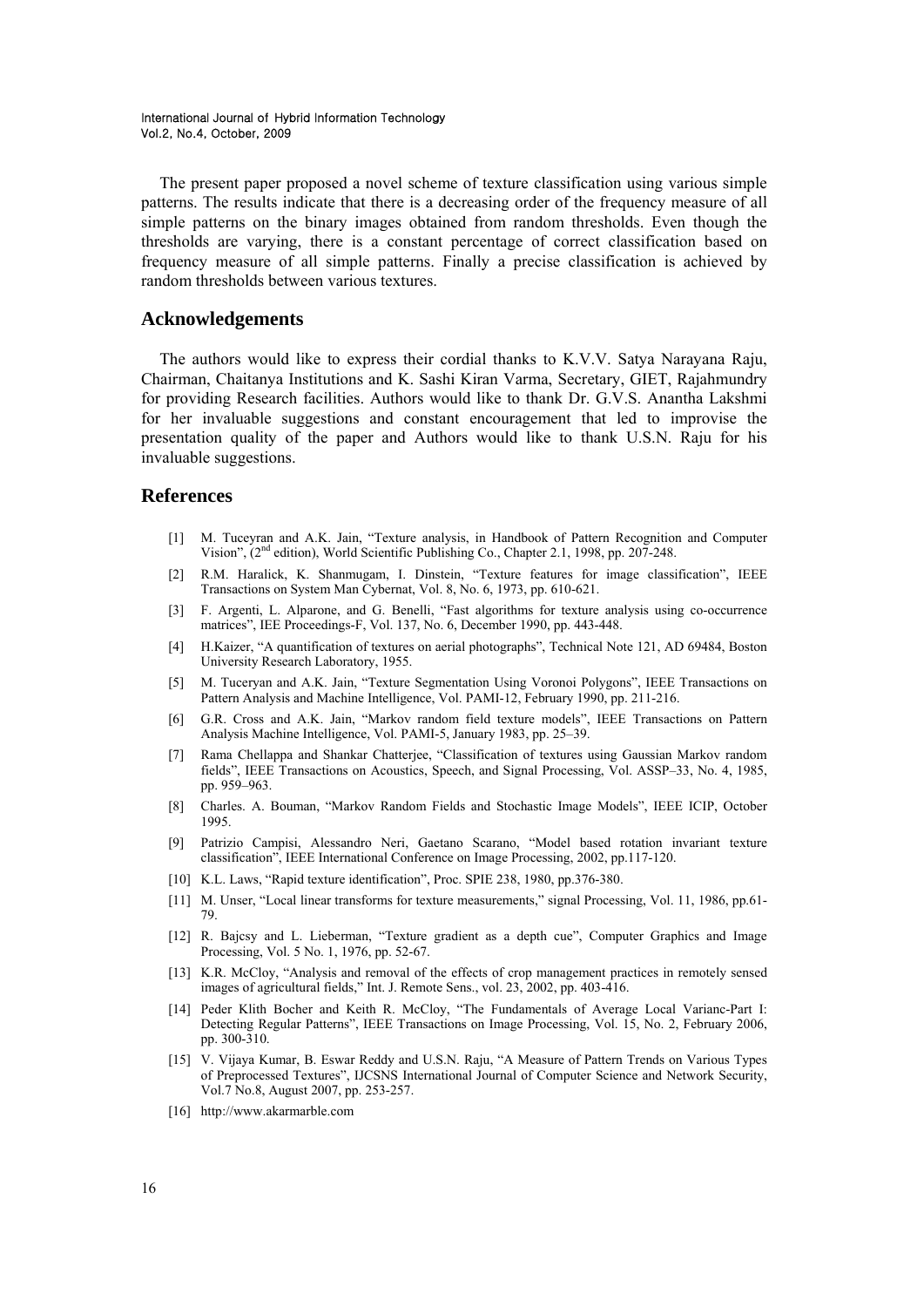The present paper proposed a novel scheme of texture classification using various simple patterns. The results indicate that there is a decreasing order of the frequency measure of all simple patterns on the binary images obtained from random thresholds. Even though the thresholds are varying, there is a constant percentage of correct classification based on frequency measure of all simple patterns. Finally a precise classification is achieved by random thresholds between various textures.

## Acknowledgements

The authors would like to express their cordial thanks to K.V.V. Satya Narayana Raju, Chairman, Chaitanya Institutions and K. Sashi Kiran Varma, Secretary, GIET, Rajahmundry for providing Research facilities. Authors would like to thank Dr. G.V.S. Anantha Lakshmi for her invaluable suggestions and constant encouragement that led to improvise the presentation quality of the paper and Authors would like to thank U.S.N. Raju for his invaluable suggestions.

## References

[1] M. Tuceyran and A.K. Jain, "Texture analysis, in Handbook of Pattern Recognition and Computer Vision", (2nd edition), World Scientific Publishing Co., Chapter 2.1, 1998, pp. 207-248.

[2] R.M. Haralick, K. Shanmugam, I. Dinstein, "Texture features for image classification", IEEE Transactions on System Man Cybernat, Vol. 8, No. 6, 1973, pp. 610-621.

[3] F. Argenti, L. Alparone, and G. Benelli, "Fast algorithms for texture analysis using co-occurrence matrices", IEE Proceedings-F, Vol. 137, No. 6, December 1990, pp. 443-448.

[4] H.Kaizer, "A quantification of textures on aerial photographs", Technical Note 121, AD 69484, Boston University Research Laboratory, 1955.

[5] M. Tuceryan and A.K. Jain, "Texture Segmentation Using Voronoi Polygons", IEEE Transactions on Pattern Analysis and Machine Intelligence, Vol. PAMI-12, February 1990, pp. 211-216.

[6] G.R. Cross and A.K. Jain, "Markov random field texture models", IEEE Transactions on Pattern Analysis Machine Intelligence, Vol. PAMI-5, January 1983, pp. 25–39.

[7] Rama Chellappa and Shankar Chatterjee, "Classification of textures using Gaussian Markov random fields", IEEE Transactions on Acoustics, Speech, and Signal Processing, Vol. ASSP–33, No. 4, 1985, pp. 959–963.

[8] Charles. A. Bouman, "Markov Random Fields and Stochastic Image Models", IEEE ICIP, October 1995.

[9] Patrizio Campisi, Alessandro Neri, Gaetano Scarano, "Model based rotation invariant texture classification", IEEE International Conference on Image Processing, 2002, pp.117-120.

[10] K.L. Laws, "Rapid texture identification", Proc. SPIE 238, 1980, pp.376-380.

[11] M. Unser, "Local linear transforms for texture measurements," signal Processing, Vol. 11, 1986, pp.61-79.

[12] R. Bajcsy and L. Lieberman, "Texture gradient as a depth cue", Computer Graphics and Image Processing, Vol. 5 No. 1, 1976, pp. 52-67.

[13] K.R. McCloy, "Analysis and removal of the effects of crop management practices in remotely sensed images of agricultural fields," Int. J. Remote Sens., vol. 23, 2002, pp. 403-416.

[14] Peder Klith Bocher and Keith R. McCloy, "The Fundamentals of Average Local Varianc-Part I: Detecting Regular Patterns", IEEE Transactions on Image Processing, Vol. 15, No. 2, February 2006, pp. 300-310.

[15] V. Vijaya Kumar, B. Eswar Reddy and U.S.N. Raju, "A Measure of Pattern Trends on Various Types of Preprocessed Textures", IJCSNS International Journal of Computer Science and Network Security, Vol.7 No.8, August 2007, pp. 253-257.

[16] http://www.akarmarble.com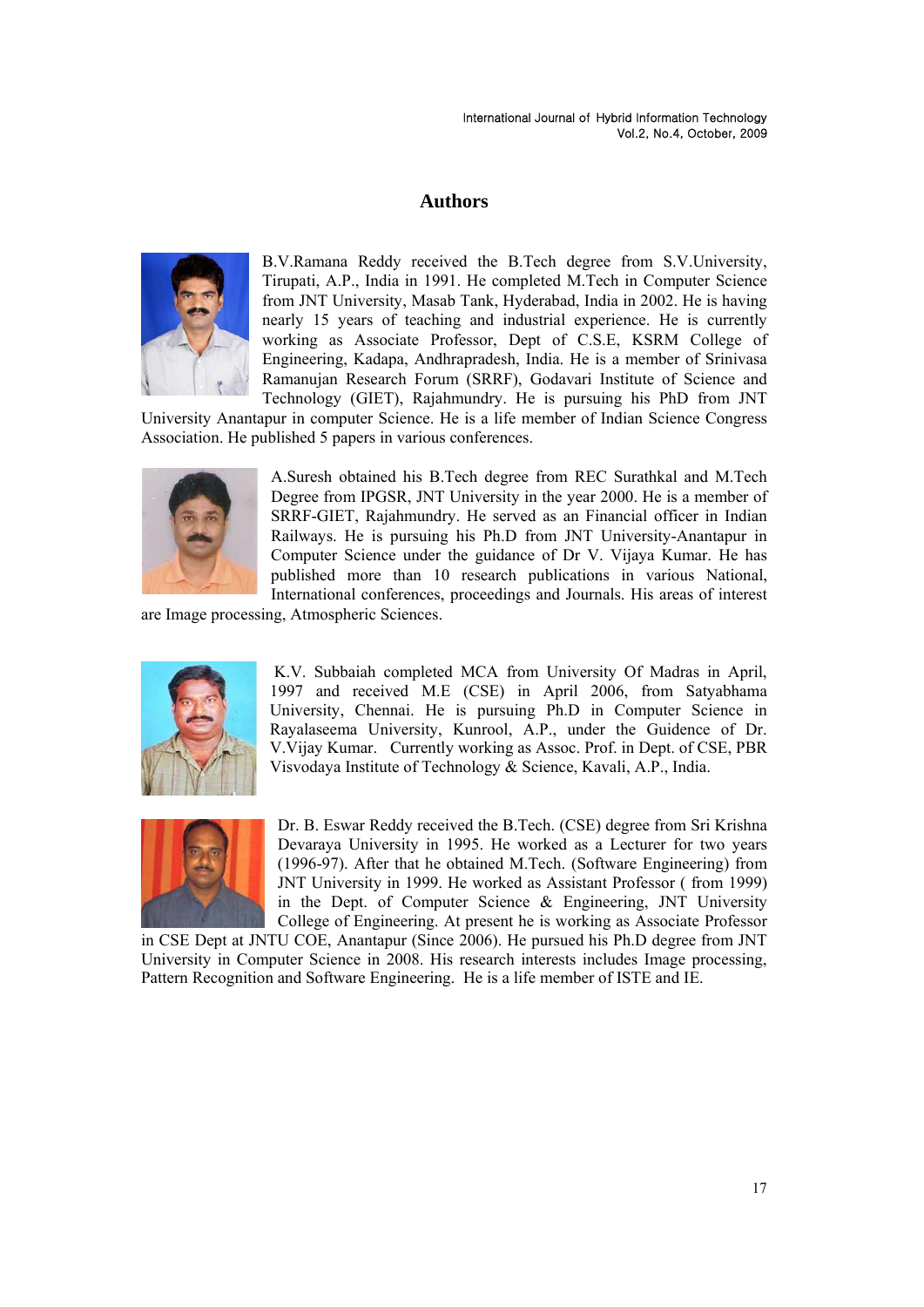# Authors

B.V.Ramana Reddy received the B.Tech degree from S.V.University, Tirupati, A.P., India in 1991. He completed M.Tech in Computer Science from JNT University, Masab Tank, Hyderabad, India in 2002. He is having nearly 15 years of teaching and industrial experience. He is currently working as Associate Professor, Dept of C.S.E, KSRM College of Engineering, Kadapa, Andhrapradesh, India. He is a member of Srinivasa Ramanujan Research Forum (SRRF), Godavari Institute of Science and Technology (GIET), Rajahmundry. He is pursuing his PhD from JNT University Anantapur in computer Science. He is a life member of Indian Science Congress Association. He published 5 papers in various conferences.

A.Suresh obtained his B.Tech degree from REC Surathkal and M.Tech Degree from IPGSR, JNT University in the year 2000. He is a member of SRRF-GIET, Rajahmundry. He served as an Financial officer in Indian Railways. He is pursuing his Ph.D from JNT University-Anantapur in Computer Science under the guidance of Dr V. Vijaya Kumar. He has published more than 10 research publications in various National, International conferences, proceedings and Journals. His areas of interest are Image processing, Atmospheric Sciences.

K.V. Subbaiah completed MCA from University Of Madras in April, 1997 and received M.E (CSE) in April 2006, from Satyabhama University, Chennai. He is pursuing Ph.D in Computer Science in Rayalaseema University, Kunrool, A.P., under the Guidence of Dr. V.Vijay Kumar. Currently working as Assoc. Prof. in Dept. of CSE, PBR Visvodaya Institute of Technology & Science, Kavali, A.P., India.

Dr. B. Eswar Reddy received the B.Tech. (CSE) degree from Sri Krishna Devaraya University in 1995. He worked as a Lecturer for two years (1996-97). After that he obtained M.Tech. (Software Engineering) from JNT University in 1999. He worked as Assistant Professor ( from 1999) in the Dept. of Computer Science & Engineering, JNT University College of Engineering. At present he is working as Associate Professor in CSE Dept at JNTU COE, Anantapur (Since 2006). He pursued his Ph.D degree from JNT University in Computer Science in 2008. His research interests includes Image processing, Pattern Recognition and Software Engineering. He is a life member of ISTE and IE.